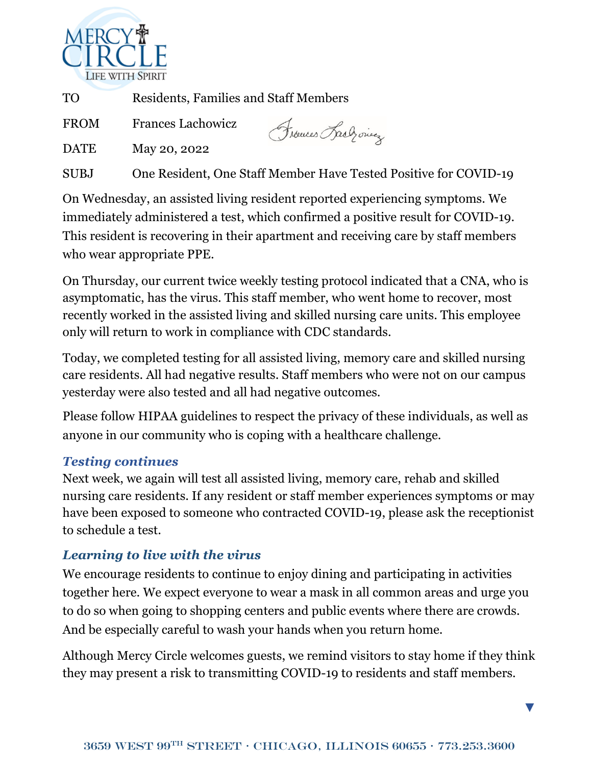MERCY CIRCLE
LIFE WITH SPIRIT

| | |
|---|---|
| TO | Residents, Families and Staff Members |
| FROM | Frances Lachowicz |
| DATE | May 20, 2022 |
| SUBJ | One Resident, One Staff Member Have Tested Positive for COVID-19 |

On Wednesday, an assisted living resident reported experiencing symptoms. We immediately administered a test, which confirmed a positive result for COVID-19. This resident is recovering in their apartment and receiving care by staff members who wear appropriate PPE.

On Thursday, our current twice weekly testing protocol indicated that a CNA, who is asymptomatic, has the virus. This staff member, who went home to recover, most recently worked in the assisted living and skilled nursing care units. This employee only will return to work in compliance with CDC standards.

Today, we completed testing for all assisted living, memory care and skilled nursing care residents. All had negative results. Staff members who were not on our campus yesterday were also tested and all had negative outcomes.

Please follow HIPAA guidelines to respect the privacy of these individuals, as well as anyone in our community who is coping with a healthcare challenge.

### *Testing continues*

Next week, we again will test all assisted living, memory care, rehab and skilled nursing care residents. If any resident or staff member experiences symptoms or may have been exposed to someone who contracted COVID-19, please ask the receptionist to schedule a test.

### *Learning to live with the virus*

We encourage residents to continue to enjoy dining and participating in activities together here. We expect everyone to wear a mask in all common areas and urge you to do so when going to shopping centers and public events where there are crowds. And be especially careful to wash your hands when you return home.

Although Mercy Circle welcomes guests, we remind visitors to stay home if they think they may present a risk to transmitting COVID-19 to residents and staff members.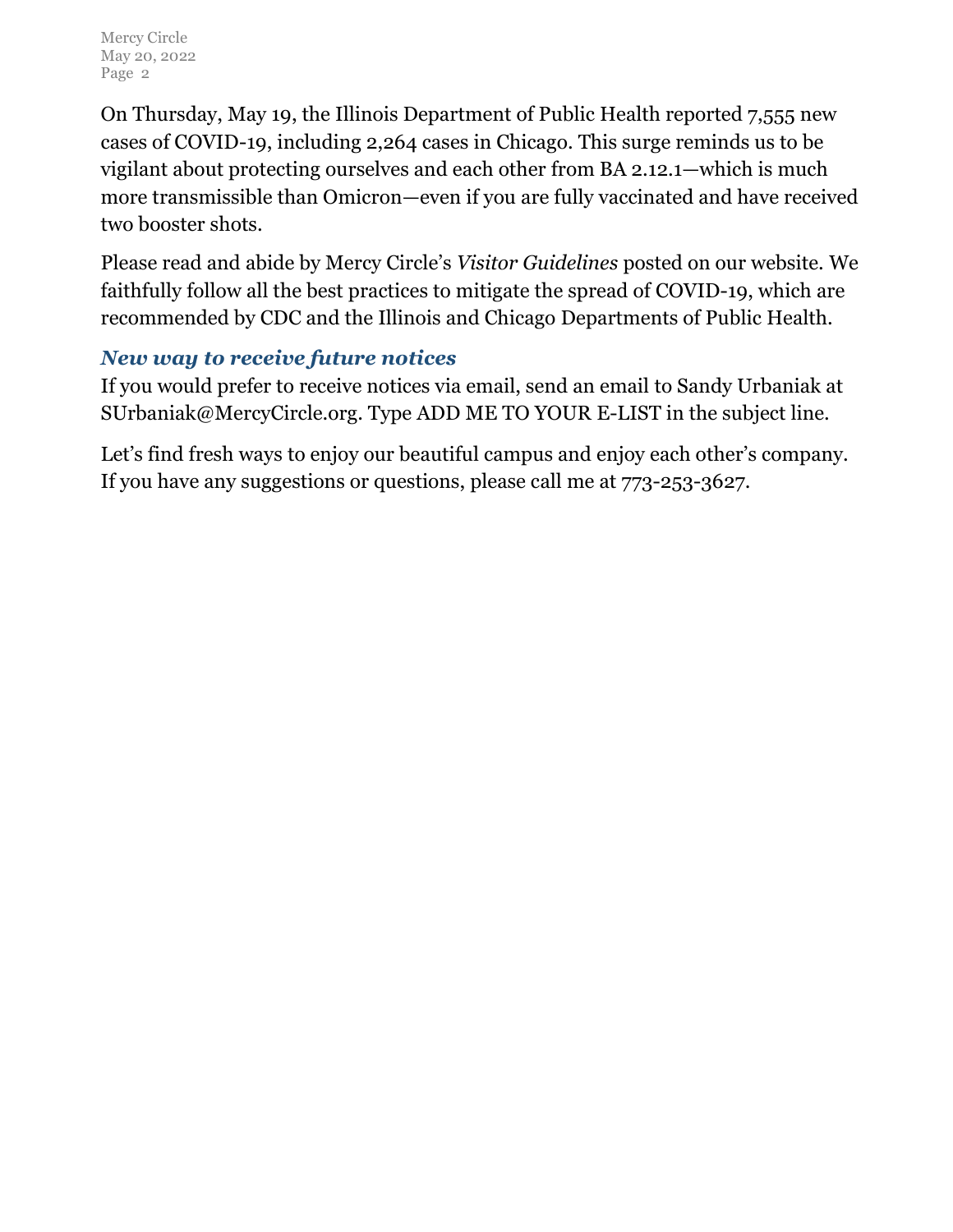On Thursday, May 19, the Illinois Department of Public Health reported 7,555 new cases of COVID-19, including 2,264 cases in Chicago. This surge reminds us to be vigilant about protecting ourselves and each other from BA 2.12.1—which is much more transmissible than Omicron—even if you are fully vaccinated and have received two booster shots.

Please read and abide by Mercy Circle's *Visitor Guidelines* posted on our website. We faithfully follow all the best practices to mitigate the spread of COVID-19, which are recommended by CDC and the Illinois and Chicago Departments of Public Health.

### *New way to receive future notices*

If you would prefer to receive notices via email, send an email to Sandy Urbaniak at SUrbaniak@MercyCircle.org. Type ADD ME TO YOUR E-LIST in the subject line.

Let's find fresh ways to enjoy our beautiful campus and enjoy each other's company. If you have any suggestions or questions, please call me at 773-253-3627.